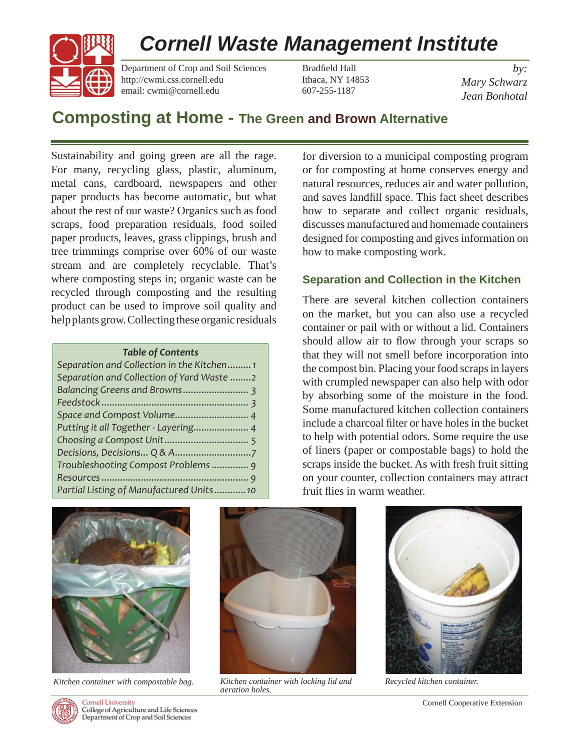# Cornell Waste Management Institute

Department of Crop and Soil Sciences
http://cwmi.css.cornell.edu
email: cwmi@cornell.edu

Bradfield Hall
Ithaca, NY 14853
607-255-1187

*by:*
*Mary Schwarz*
*Jean Bonhotal*

## Composting at Home - The Green and Brown Alternative

Sustainability and going green are all the rage. For many, recycling glass, plastic, aluminum, metal cans, cardboard, newspapers and other paper products has become automatic, but what about the rest of our waste? Organics such as food scraps, food preparation residuals, food soiled paper products, leaves, grass clippings, brush and tree trimmings comprise over 60% of our waste stream and are completely recyclable. That's where composting steps in; organic waste can be recycled through composting and the resulting product can be used to improve soil quality and help plants grow. Collecting these organic residuals for diversion to a municipal composting program or for composting at home conserves energy and natural resources, reduces air and water pollution, and saves landfill space. This fact sheet describes how to separate and collect organic residuals, discusses manufactured and homemade containers designed for composting and gives information on how to make composting work.

***Table of Contents***

*Separation and Collection in the Kitchen.........1*
*Separation and Collection of Yard Waste ........2*
*Balancing Greens and Browns......................... 3*
*Feedstock....................................................... 3*
*Space and Compost Volume........................... 4*
*Putting it all Together - Layering.................... 4*
*Choosing a Compost Unit................................ 5*
*Decisions, Decisions... Q & A............................7*
*Troubleshooting Compost Problems ............. 9*
*Resources....................................................... 9*
*Partial Listing of Manufactured Units...........10*

### Separation and Collection in the Kitchen

There are several kitchen collection containers on the market, but you can also use a recycled container or pail with or without a lid. Containers should allow air to flow through your scraps so that they will not smell before incorporation into the compost bin. Placing your food scraps in layers with crumpled newspaper can also help with odor by absorbing some of the moisture in the food. Some manufactured kitchen collection containers include a charcoal filter or have holes in the bucket to help with potential odors. Some require the use of liners (paper or compostable bags) to hold the scraps inside the bucket. As with fresh fruit sitting on your counter, collection containers may attract fruit flies in warm weather.

*Kitchen container with compostable bag.*

*Kitchen container with locking lid and aeration holes.*

*Recycled kitchen container.*

Cornell University
College of Agriculture and Life Sciences
Department of Crop and Soil Sciences

Cornell Cooperative Extension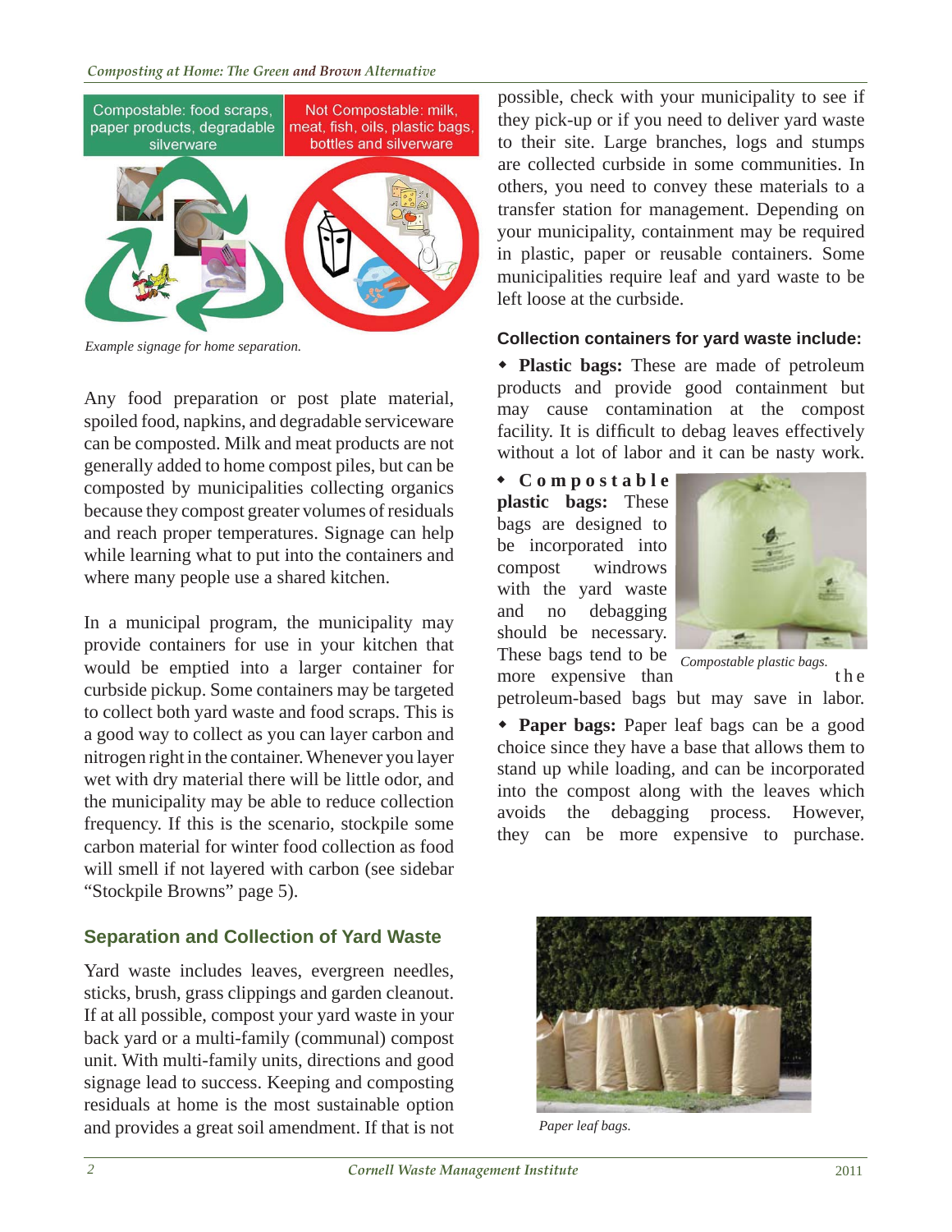Compostable: food scraps, paper products, degradable silverware

Not Compostable: milk, meat, fish, oils, plastic bags, bottles and silverware

*Example signage for home separation.*

Any food preparation or post plate material, spoiled food, napkins, and degradable serviceware can be composted. Milk and meat products are not generally added to home compost piles, but can be composted by municipalities collecting organics because they compost greater volumes of residuals and reach proper temperatures. Signage can help while learning what to put into the containers and where many people use a shared kitchen.

In a municipal program, the municipality may provide containers for use in your kitchen that would be emptied into a larger container for curbside pickup. Some containers may be targeted to collect both yard waste and food scraps. This is a good way to collect as you can layer carbon and nitrogen right in the container. Whenever you layer wet with dry material there will be little odor, and the municipality may be able to reduce collection frequency. If this is the scenario, stockpile some carbon material for winter food collection as food will smell if not layered with carbon (see sidebar "Stockpile Browns" page 5).

## Separation and Collection of Yard Waste

Yard waste includes leaves, evergreen needles, sticks, brush, grass clippings and garden cleanout. If at all possible, compost your yard waste in your back yard or a multi-family (communal) compost unit. With multi-family units, directions and good signage lead to success. Keeping and composting residuals at home is the most sustainable option and provides a great soil amendment. If that is not possible, check with your municipality to see if they pick-up or if you need to deliver yard waste to their site. Large branches, logs and stumps are collected curbside in some communities. In others, you need to convey these materials to a transfer station for management. Depending on your municipality, containment may be required in plastic, paper or reusable containers. Some municipalities require leaf and yard waste to be left loose at the curbside.

### Collection containers for yard waste include:

- **Plastic bags:** These are made of petroleum products and provide good containment but may cause contamination at the compost facility. It is difficult to debag leaves effectively without a lot of labor and it can be nasty work.
- **Compostable plastic bags:** These bags are designed to be incorporated into compost windrows with the yard waste and no debagging should be necessary. These bags tend to be more expensive than the petroleum-based bags but may save in labor.
- **Paper bags:** Paper leaf bags can be a good choice since they have a base that allows them to stand up while loading, and can be incorporated into the compost along with the leaves which avoids the debagging process. However, they can be more expensive to purchase.

*Compostable plastic bags.*

*Paper leaf bags.*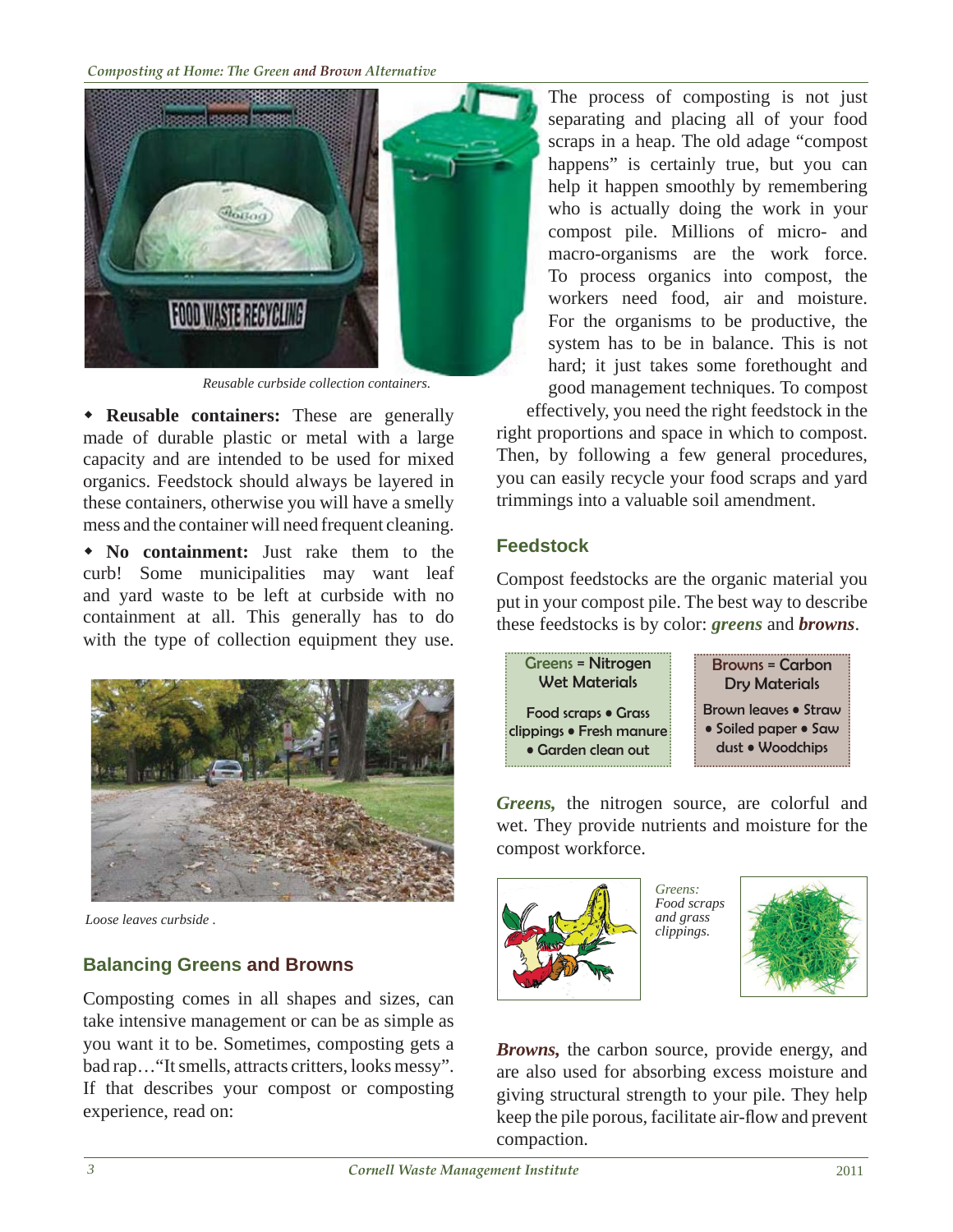Reusable curbside collection containers.

- **Reusable containers:** These are generally made of durable plastic or metal with a large capacity and are intended to be used for mixed organics. Feedstock should always be layered in these containers, otherwise you will have a smelly mess and the container will need frequent cleaning.
- **No containment:** Just rake them to the curb! Some municipalities may want leaf and yard waste to be left at curbside with no containment at all. This generally has to do with the type of collection equipment they use.

*Loose leaves curbside .*

## Balancing Greens and Browns

Composting comes in all shapes and sizes, can take intensive management or can be as simple as you want it to be. Sometimes, composting gets a bad rap…"It smells, attracts critters, looks messy". If that describes your compost or composting experience, read on:

The process of composting is not just separating and placing all of your food scraps in a heap. The old adage "compost happens" is certainly true, but you can help it happen smoothly by remembering who is actually doing the work in your compost pile. Millions of micro- and macro-organisms are the work force. To process organics into compost, the workers need food, air and moisture. For the organisms to be productive, the system has to be in balance. This is not hard; it just takes some forethought and good management techniques. To compost effectively, you need the right feedstock in the right proportions and space in which to compost. Then, by following a few general procedures, you can easily recycle your food scraps and yard trimmings into a valuable soil amendment.

## Feedstock

Compost feedstocks are the organic material you put in your compost pile. The best way to describe these feedstocks is by color: ***greens*** and ***browns***.

| Greens = Nitrogen Wet Materials | Browns = Carbon Dry Materials |
|---|---|
| Food scraps • Grass clippings • Fresh manure • Garden clean out | Brown leaves • Straw • Soiled paper • Saw dust • Woodchips |

***Greens,*** the nitrogen source, are colorful and wet. They provide nutrients and moisture for the compost workforce.

*Greens: Food scraps and grass clippings.*

***Browns,*** the carbon source, provide energy, and are also used for absorbing excess moisture and giving structural strength to your pile. They help keep the pile porous, facilitate air-flow and prevent compaction.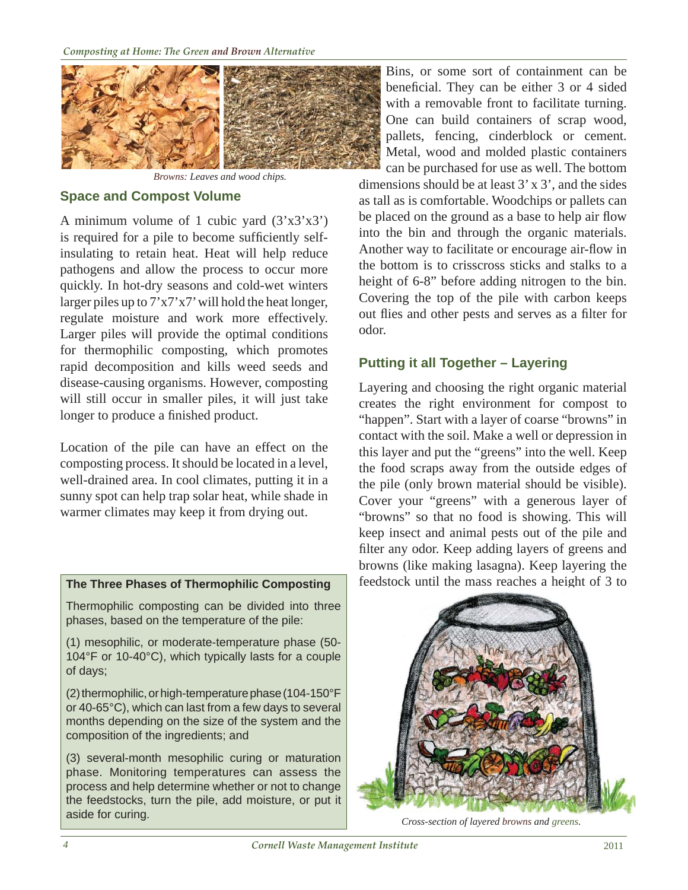Browns: Leaves and wood chips.

## Space and Compost Volume

A minimum volume of 1 cubic yard (3'x3'x3') is required for a pile to become sufficiently self-insulating to retain heat. Heat will help reduce pathogens and allow the process to occur more quickly. In hot-dry seasons and cold-wet winters larger piles up to 7'x7'x7' will hold the heat longer, regulate moisture and work more effectively. Larger piles will provide the optimal conditions for thermophilic composting, which promotes rapid decomposition and kills weed seeds and disease-causing organisms. However, composting will still occur in smaller piles, it will just take longer to produce a finished product.

Location of the pile can have an effect on the composting process. It should be located in a level, well-drained area. In cool climates, putting it in a sunny spot can help trap solar heat, while shade in warmer climates may keep it from drying out.

> **The Three Phases of Thermophilic Composting**
>
> Thermophilic composting can be divided into three phases, based on the temperature of the pile:
>
> (1) mesophilic, or moderate-temperature phase (50-104°F or 10-40°C), which typically lasts for a couple of days;
>
> (2) thermophilic, or high-temperature phase (104-150°F or 40-65°C), which can last from a few days to several months depending on the size of the system and the composition of the ingredients; and
>
> (3) several-month mesophilic curing or maturation phase. Monitoring temperatures can assess the process and help determine whether or not to change the feedstocks, turn the pile, add moisture, or put it aside for curing.

Bins, or some sort of containment can be beneficial. They can be either 3 or 4 sided with a removable front to facilitate turning. One can build containers of scrap wood, pallets, fencing, cinderblock or cement. Metal, wood and molded plastic containers can be purchased for use as well. The bottom dimensions should be at least 3' x 3', and the sides as tall as is comfortable. Woodchips or pallets can be placed on the ground as a base to help air flow into the bin and through the organic materials. Another way to facilitate or encourage air-flow in the bottom is to crisscross sticks and stalks to a height of 6-8" before adding nitrogen to the bin. Covering the top of the pile with carbon keeps out flies and other pests and serves as a filter for odor.

## Putting it all Together – Layering

Layering and choosing the right organic material creates the right environment for compost to "happen". Start with a layer of coarse "browns" in contact with the soil. Make a well or depression in this layer and put the "greens" into the well. Keep the food scraps away from the outside edges of the pile (only brown material should be visible). Cover your "greens" with a generous layer of "browns" so that no food is showing. This will keep insect and animal pests out of the pile and filter any odor. Keep adding layers of greens and browns (like making lasagna). Keep layering the feedstock until the mass reaches a height of 3 to

*Cross-section of layered browns and greens.*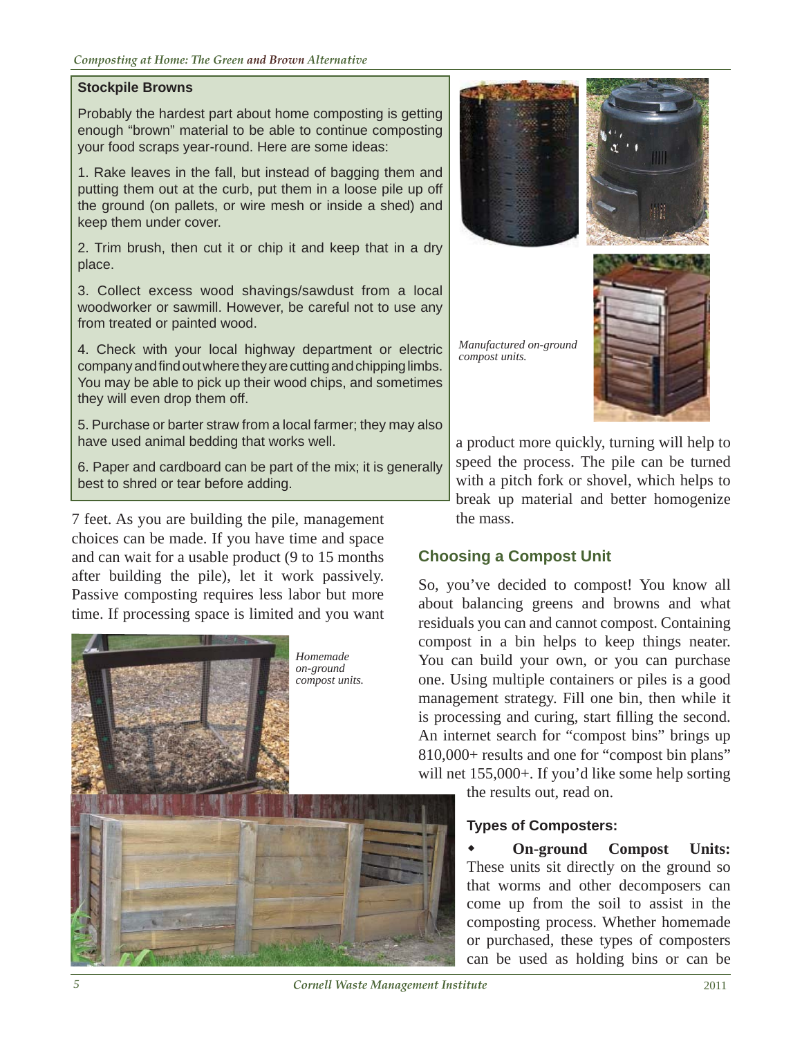### Stockpile Browns

Probably the hardest part about home composting is getting enough "brown" material to be able to continue composting your food scraps year-round. Here are some ideas:

1. Rake leaves in the fall, but instead of bagging them and putting them out at the curb, put them in a loose pile up off the ground (on pallets, or wire mesh or inside a shed) and keep them under cover.
2. Trim brush, then cut it or chip it and keep that in a dry place.
3. Collect excess wood shavings/sawdust from a local woodworker or sawmill. However, be careful not to use any from treated or painted wood.
4. Check with your local highway department or electric company and find out where they are cutting and chipping limbs. You may be able to pick up their wood chips, and sometimes they will even drop them off.
5. Purchase or barter straw from a local farmer; they may also have used animal bedding that works well.
6. Paper and cardboard can be part of the mix; it is generally best to shred or tear before adding.

7 feet. As you are building the pile, management choices can be made. If you have time and space and can wait for a usable product (9 to 15 months after building the pile), let it work passively. Passive composting requires less labor but more time. If processing space is limited and you want a product more quickly, turning will help to speed the process. The pile can be turned with a pitch fork or shovel, which helps to break up material and better homogenize the mass.

*Homemade on-ground compost units.*

*Manufactured on-ground compost units.*

## Choosing a Compost Unit

So, you've decided to compost! You know all about balancing greens and browns and what residuals you can and cannot compost. Containing compost in a bin helps to keep things neater. You can build your own, or you can purchase one. Using multiple containers or piles is a good management strategy. Fill one bin, then while it is processing and curing, start filling the second. An internet search for "compost bins" brings up 810,000+ results and one for "compost bin plans" will net 155,000+. If you'd like some help sorting the results out, read on.

### Types of Composters:

- **On-ground Compost Units:** These units sit directly on the ground so that worms and other decomposers can come up from the soil to assist in the composting process. Whether homemade or purchased, these types of composters can be used as holding bins or can be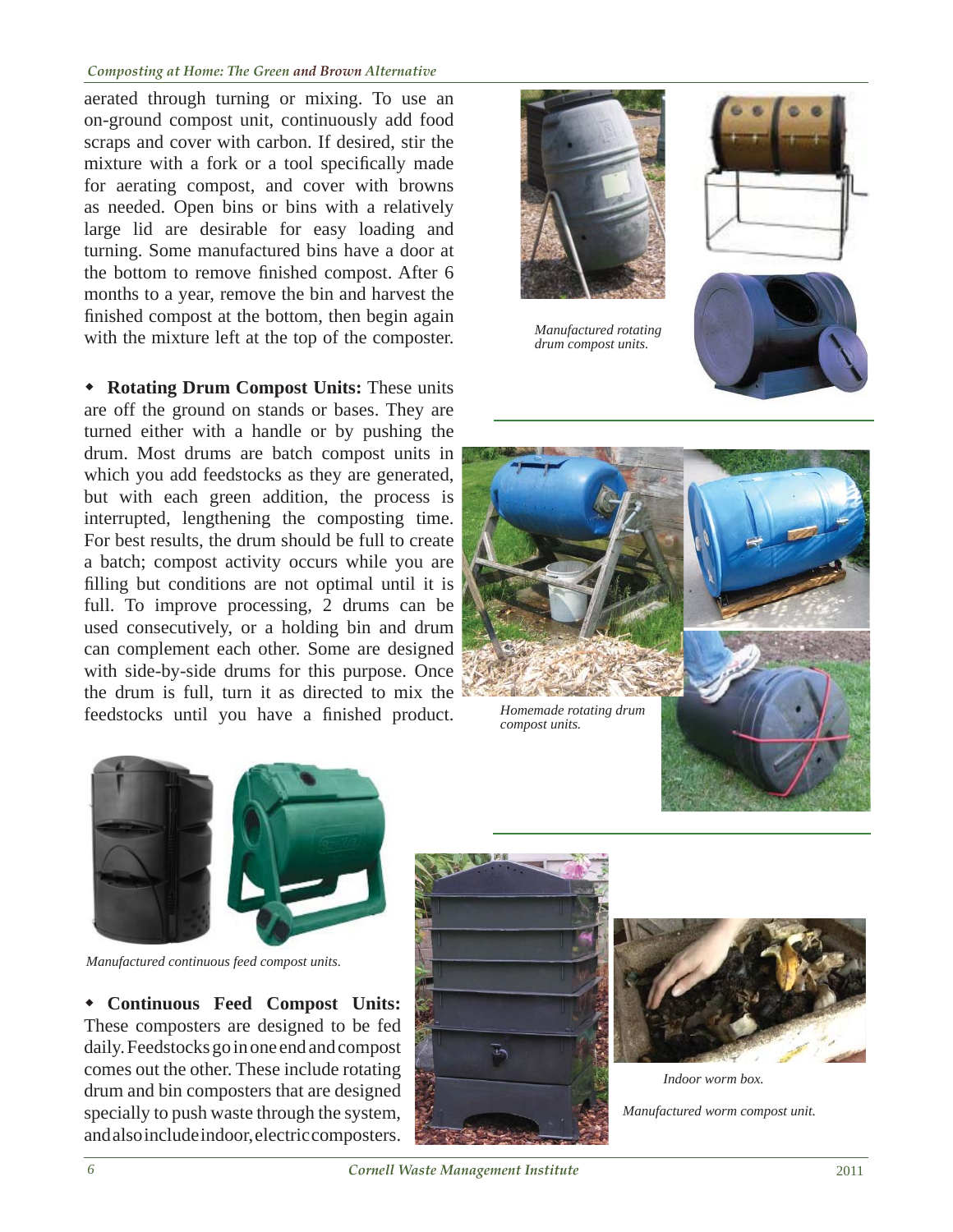aerated through turning or mixing. To use an on-ground compost unit, continuously add food scraps and cover with carbon. If desired, stir the mixture with a fork or a tool specifically made for aerating compost, and cover with browns as needed. Open bins or bins with a relatively large lid are desirable for easy loading and turning. Some manufactured bins have a door at the bottom to remove finished compost. After 6 months to a year, remove the bin and harvest the finished compost at the bottom, then begin again with the mixture left at the top of the composter.

- **Rotating Drum Compost Units:** These units are off the ground on stands or bases. They are turned either with a handle or by pushing the drum. Most drums are batch compost units in which you add feedstocks as they are generated, but with each green addition, the process is interrupted, lengthening the composting time. For best results, the drum should be full to create a batch; compost activity occurs while you are filling but conditions are not optimal until it is full. To improve processing, 2 drums can be used consecutively, or a holding bin and drum can complement each other. Some are designed with side-by-side drums for this purpose. Once the drum is full, turn it as directed to mix the feedstocks until you have a finished product.

*Manufactured rotating drum compost units.*

*Homemade rotating drum compost units.*

*Manufactured continuous feed compost units.*

- **Continuous Feed Compost Units:** These composters are designed to be fed daily. Feedstocks go in one end and compost comes out the other. These include rotating drum and bin composters that are designed specially to push waste through the system, and also include indoor, electric composters.

*Indoor worm box.*

*Manufactured worm compost unit.*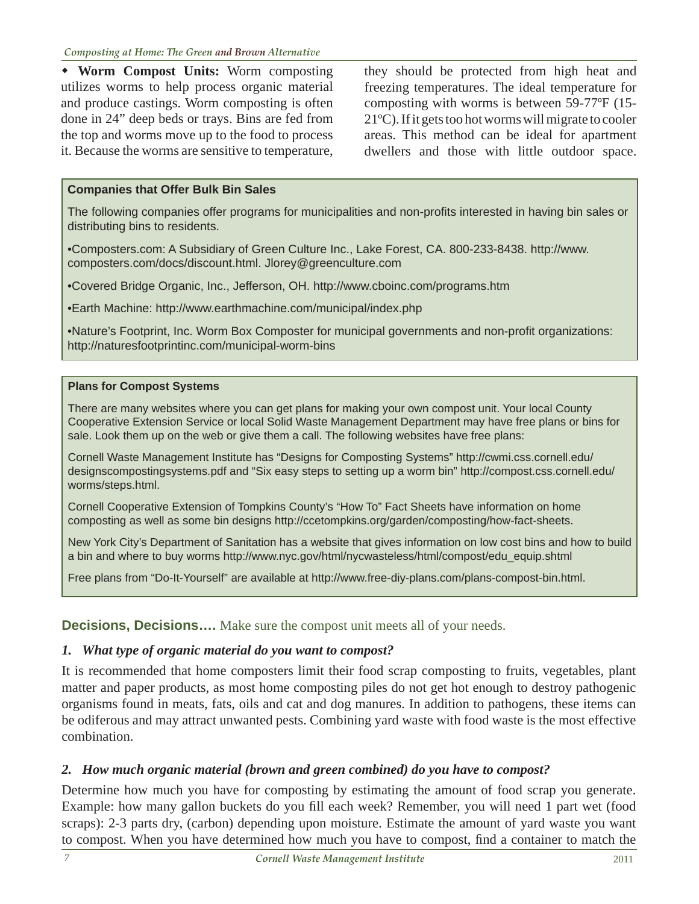- **Worm Compost Units:** Worm composting utilizes worms to help process organic material and produce castings. Worm composting is often done in 24" deep beds or trays. Bins are fed from the top and worms move up to the food to process it. Because the worms are sensitive to temperature, they should be protected from high heat and freezing temperatures. The ideal temperature for composting with worms is between 59-77ºF (15-21ºC). If it gets too hot worms will migrate to cooler areas. This method can be ideal for apartment dwellers and those with little outdoor space.

> **Companies that Offer Bulk Bin Sales**
>
> The following companies offer programs for municipalities and non-profits interested in having bin sales or distributing bins to residents.
>
> •Composters.com: A Subsidiary of Green Culture Inc., Lake Forest, CA. 800-233-8438. http://www.composters.com/docs/discount.html. Jlorey@greenculture.com
>
> •Covered Bridge Organic, Inc., Jefferson, OH. http://www.cboinc.com/programs.htm
>
> •Earth Machine: http://www.earthmachine.com/municipal/index.php
>
> •Nature's Footprint, Inc. Worm Box Composter for municipal governments and non-profit organizations: http://naturesfootprintinc.com/municipal-worm-bins

> **Plans for Compost Systems**
>
> There are many websites where you can get plans for making your own compost unit. Your local County Cooperative Extension Service or local Solid Waste Management Department may have free plans or bins for sale. Look them up on the web or give them a call. The following websites have free plans:
>
> Cornell Waste Management Institute has "Designs for Composting Systems" http://cwmi.css.cornell.edu/designscompostingsystems.pdf and "Six easy steps to setting up a worm bin" http://compost.css.cornell.edu/worms/steps.html.
>
> Cornell Cooperative Extension of Tompkins County's "How To" Fact Sheets have information on home composting as well as some bin designs http://ccetompkins.org/garden/composting/how-fact-sheets.
>
> New York City's Department of Sanitation has a website that gives information on low cost bins and how to build a bin and where to buy worms http://www.nyc.gov/html/nycwasteless/html/compost/edu_equip.shtml
>
> Free plans from "Do-It-Yourself" are available at http://www.free-diy-plans.com/plans-compost-bin.html.

## Decisions, Decisions…. Make sure the compost unit meets all of your needs.

### 1. *What type of organic material do you want to compost?*

It is recommended that home composters limit their food scrap composting to fruits, vegetables, plant matter and paper products, as most home composting piles do not get hot enough to destroy pathogenic organisms found in meats, fats, oils and cat and dog manures. In addition to pathogens, these items can be odiferous and may attract unwanted pests. Combining yard waste with food waste is the most effective combination.

### 2. *How much organic material (brown and green combined) do you have to compost?*

Determine how much you have for composting by estimating the amount of food scrap you generate. Example: how many gallon buckets do you fill each week? Remember, you will need 1 part wet (food scraps): 2-3 parts dry, (carbon) depending upon moisture. Estimate the amount of yard waste you want to compost. When you have determined how much you have to compost, find a container to match the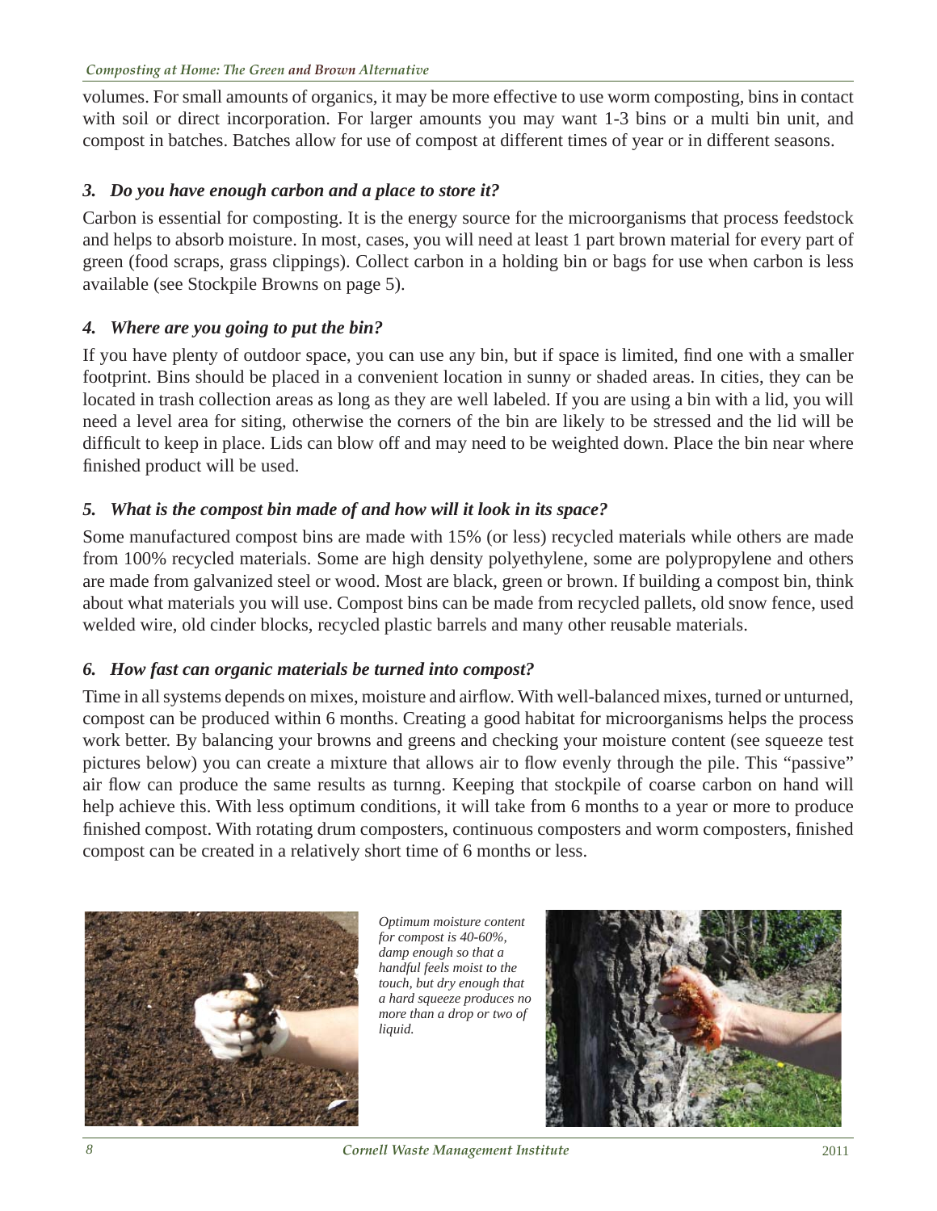volumes. For small amounts of organics, it may be more effective to use worm composting, bins in contact with soil or direct incorporation. For larger amounts you may want 1-3 bins or a multi bin unit, and compost in batches. Batches allow for use of compost at different times of year or in different seasons.

### *3. Do you have enough carbon and a place to store it?*

Carbon is essential for composting. It is the energy source for the microorganisms that process feedstock and helps to absorb moisture. In most, cases, you will need at least 1 part brown material for every part of green (food scraps, grass clippings). Collect carbon in a holding bin or bags for use when carbon is less available (see Stockpile Browns on page 5).

### *4. Where are you going to put the bin?*

If you have plenty of outdoor space, you can use any bin, but if space is limited, find one with a smaller footprint. Bins should be placed in a convenient location in sunny or shaded areas. In cities, they can be located in trash collection areas as long as they are well labeled. If you are using a bin with a lid, you will need a level area for siting, otherwise the corners of the bin are likely to be stressed and the lid will be difficult to keep in place. Lids can blow off and may need to be weighted down. Place the bin near where finished product will be used.

### *5. What is the compost bin made of and how will it look in its space?*

Some manufactured compost bins are made with 15% (or less) recycled materials while others are made from 100% recycled materials. Some are high density polyethylene, some are polypropylene and others are made from galvanized steel or wood. Most are black, green or brown. If building a compost bin, think about what materials you will use. Compost bins can be made from recycled pallets, old snow fence, used welded wire, old cinder blocks, recycled plastic barrels and many other reusable materials.

### *6. How fast can organic materials be turned into compost?*

Time in all systems depends on mixes, moisture and airflow. With well-balanced mixes, turned or unturned, compost can be produced within 6 months. Creating a good habitat for microorganisms helps the process work better. By balancing your browns and greens and checking your moisture content (see squeeze test pictures below) you can create a mixture that allows air to flow evenly through the pile. This "passive" air flow can produce the same results as turnng. Keeping that stockpile of coarse carbon on hand will help achieve this. With less optimum conditions, it will take from 6 months to a year or more to produce finished compost. With rotating drum composters, continuous composters and worm composters, finished compost can be created in a relatively short time of 6 months or less.

*Optimum moisture content for compost is 40-60%, damp enough so that a handful feels moist to the touch, but dry enough that a hard squeeze produces no more than a drop or two of liquid.*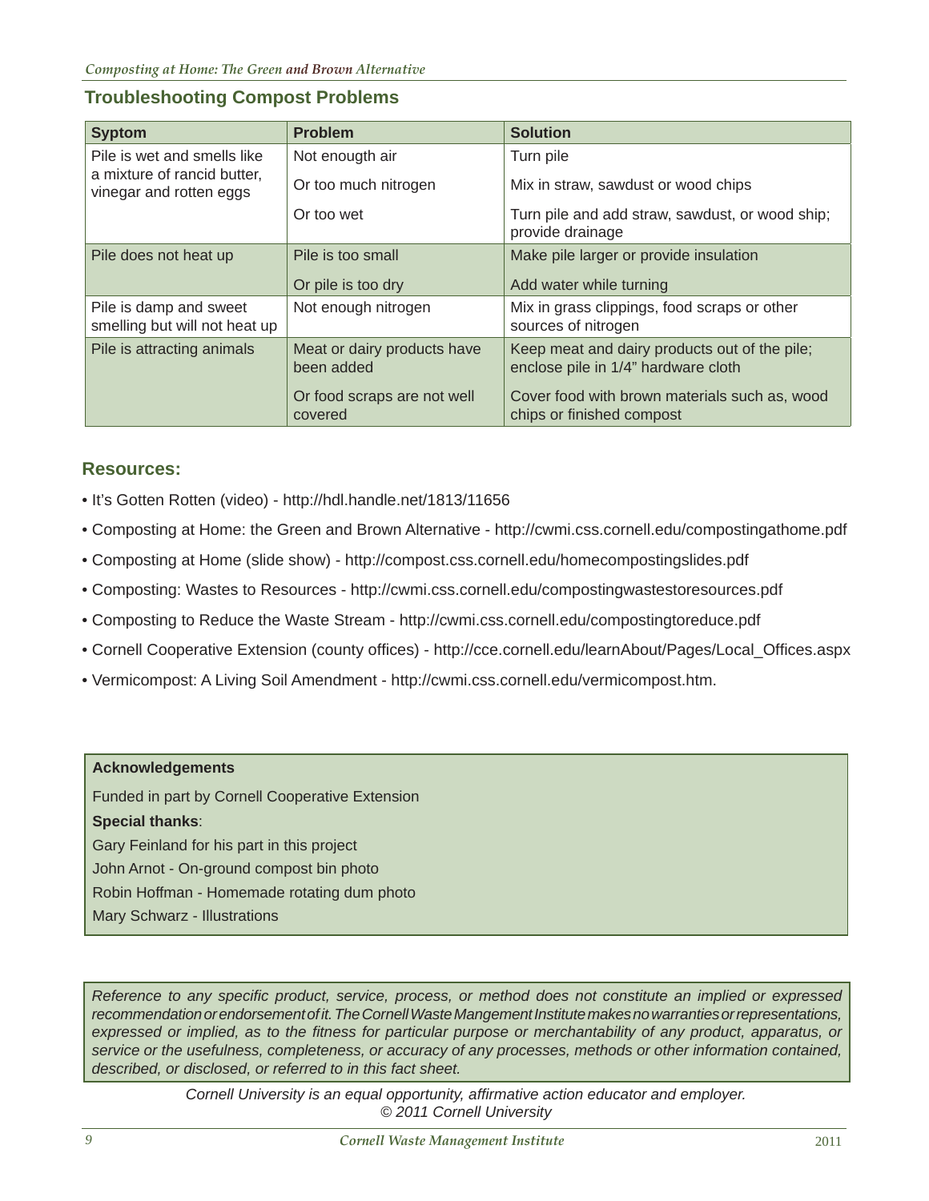## Troubleshooting Compost Problems

| Syptom | Problem | Solution |
|---|---|---|
| Pile is wet and smells like a mixture of rancid butter, vinegar and rotten eggs | Not enougth air | Turn pile |
| | Or too much nitrogen | Mix in straw, sawdust or wood chips |
| | Or too wet | Turn pile and add straw, sawdust, or wood ship; provide drainage |
| Pile does not heat up | Pile is too small | Make pile larger or provide insulation |
| | Or pile is too dry | Add water while turning |
| Pile is damp and sweet smelling but will not heat up | Not enough nitrogen | Mix in grass clippings, food scraps or other sources of nitrogen |
| Pile is attracting animals | Meat or dairy products have been added | Keep meat and dairy products out of the pile; enclose pile in 1/4" hardware cloth |
| | Or food scraps are not well covered | Cover food with brown materials such as, wood chips or finished compost |

## Resources:

- It's Gotten Rotten (video) - http://hdl.handle.net/1813/11656
- Composting at Home: the Green and Brown Alternative - http://cwmi.css.cornell.edu/compostingathome.pdf
- Composting at Home (slide show) - http://compost.css.cornell.edu/homecompostingslides.pdf
- Composting: Wastes to Resources - http://cwmi.css.cornell.edu/compostingwastestoresources.pdf
- Composting to Reduce the Waste Stream - http://cwmi.css.cornell.edu/compostingtoreduce.pdf
- Cornell Cooperative Extension (county offices) - http://cce.cornell.edu/learnAbout/Pages/Local_Offices.aspx
- Vermicompost: A Living Soil Amendment - http://cwmi.css.cornell.edu/vermicompost.htm.

**Acknowledgements**

Funded in part by Cornell Cooperative Extension

**Special thanks**:

Gary Feinland for his part in this project

John Arnot - On-ground compost bin photo

Robin Hoffman - Homemade rotating dum photo

Mary Schwarz - Illustrations

*Reference to any specific product, service, process, or method does not constitute an implied or expressed recommendation or endorsement of it. The Cornell Waste Mangement Institute makes no warranties or representations, expressed or implied, as to the fitness for particular purpose or merchantability of any product, apparatus, or service or the usefulness, completeness, or accuracy of any processes, methods or other information contained, described, or disclosed, or referred to in this fact sheet.*

*Cornell University is an equal opportunity, affirmative action educator and employer.*
*© 2011 Cornell University*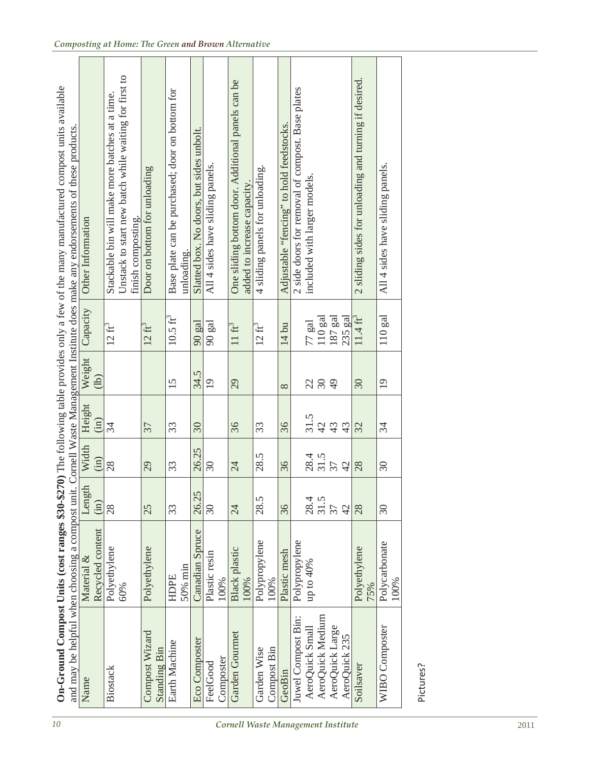**On-Ground Compost Units (cost ranges $30-$270)** The following table provides only a few of the many manufactured compost units available and may be helpful when choosing a compost unit. Cornell Waste Management Institute does make any endorsements of these products.

| Name | Material & Recycled content | Length (in) | Width (in) | Height (in) | Weight (lb) | Capacity | Other Information |
|---|---|---|---|---|---|---|---|
| Biostack | Polyethylene 60% | 28 | 28 | 34 | | 12 ft$^3$ | Stackable bin will make more batches at a time. Unstack to start new batch while waiting for first to finish composting. |
| Compost Wizard Standing Bin | Polyethylene | 25 | 29 | 37 | | 12 ft$^3$ | Door on bottom for unloading |
| Earth Machine | HDPE 50% min | 33 | 33 | 33 | 15 | 10.5 ft$^3$ | Base plate can be purchased; door on bottom for unloading. |
| Eco Composter | Canadian Spruce | 26.25 | 26.25 | 30 | 34.5 | 90 gal | Slatted box. No doors, but sides unbolt. |
| FeelGood Composter | Plastic resin 100% | 30 | 30 | | 19 | 90 gal | All 4 sides have sliding panels. |
| Garden Gourmet | Black plastic 100% | 24 | 24 | 36 | 29 | 11 ft$^3$ | One sliding bottom door. Additional panels can be added to increase capacity. |
| Garden Wise Compost Bin | Polypropylene 100% | 28.5 | 28.5 | 33 | | 12 ft$^3$ | 4 sliding panels for unloading. |
| GeoBin | Plastic mesh | 36 | 36 | 36 | 8 | 14 bu | Adjustable "fencing" to hold feedstocks. |
| Juwel Compost Bin: | Polypropylene up to 40% | | | | | | 2 side doors for removal of compost. Base plates included with larger models. |
| AeroQuick Small | | 28.4 | 28.4 | 31.5 | 22 | 77 gal | |
| AeroQuick Medium | | 31.5 | 31.5 | 42 | 30 | 110 gal | |
| AeroQuick Large | | 37 | 37 | 43 | 49 | 187 gal | |
| AeroQuick 235 | | 42 | 42 | 43 | | 235 gal | |
| Soilsaver | Polyethylene 75% | 28 | 28 | 32 | 30 | 11.4 ft$^3$ | 2 sliding sides for unloading and turning if desired. |
| WIBO Composter | Polycarbonate 100% | 30 | 30 | 34 | 19 | 110 gal | All 4 sides have sliding panels. |

Pictures?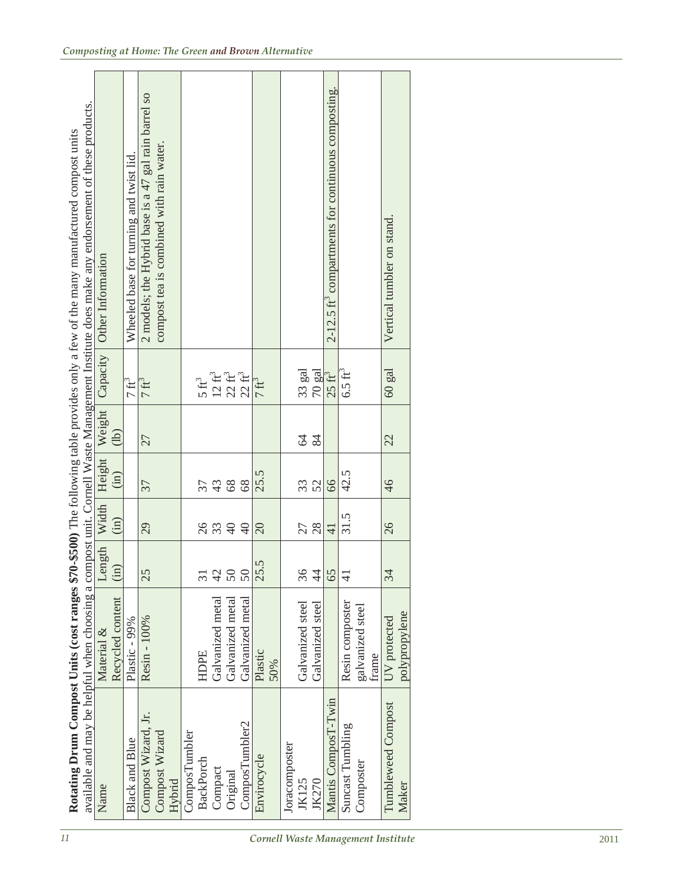**Rotating Drum Compost Units (cost ranges $70-$500)** The following table provides only a few of the many manufactured compost units available and may be helpful when choosing a compost unit. Cornell Waste Management Institute does make any endorsement of these products.

| Name | Material & Recycled content | Length (in) | Width (in) | Height (in) | Weight (lb) | Capacity | Other Information |
|---|---|---|---|---|---|---|---|
| Black and Blue | Plastic - 99% | | | | | 7 $ft^3$ | Wheeled base for turning and twist lid. |
| Compost Wizard, Jr.<br>Compost Wizard Hybrid | Resin - 100% | 25 | 29 | 37 | 27 | 7 $ft^3$ | 2 models; the Hybrid base is a 47 gal rain barrel so compost tea is combined with rain water. |
| ComposTumbler<br>BackPorch<br>Compact<br>Original<br>ComposTumbler2 | HDPE<br>Galvanized metal<br>Galvanized metal<br>Galvanized metal | 31<br>42<br>50<br>50 | 26<br>33<br>40<br>40 | 37<br>43<br>68<br>68 | | 5 $ft^3$<br>12 $ft^3$<br>22 $ft^3$<br>22 $ft^3$ | |
| Envirocycle | Plastic 50% | 25.5 | 20 | 25.5 | | 7 $ft^3$ | |
| Joracomposter<br>JK125<br>JK270 | Galvanized steel<br>Galvanized steel | 36<br>44 | 27<br>28 | 33<br>52 | 64<br>84 | 33 gal<br>70 gal | |
| Mantis ComposT-Twin | | 65 | 41 | 66 | | 25 $ft^3$ | 2-12.5 $ft^3$ compartments for continuous composting. |
| Suncast Tumbling Composter | Resin composter galvanized steel frame | 41 | 31.5 | 42.5 | | 6.5 $ft^3$ | |
| Tumbleweed Compost Maker | UV protected polypropylene | 34 | 26 | 46 | 22 | 60 gal | Vertical tumbler on stand. |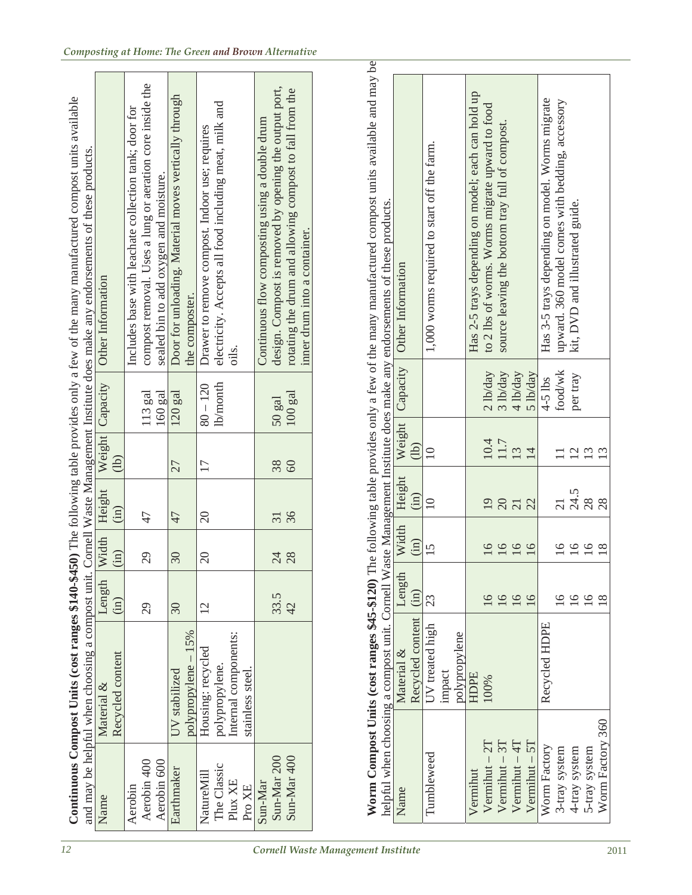**Continuous Compost Units (cost ranges $140-$450)** The following table provides only a few of the many manufactured compost units available and may be helpful when choosing a compost unit. Cornell Waste Management Institute does make any endorsements of these products.

| Name | Material & Recycled content | Length (in) | Width (in) | Height (in) | Weight (lb) | Capacity | Other Information |
|---|---|---|---|---|---|---|---|
| Aerobin<br>Aerobin 400<br>Aerobin 600 | | 29 | 29 | 47 | | 113 gal<br>160 gal | Includes base with leachate collection tank; door for compost removal. Uses a lung or aeration core inside the sealed bin to add oxygen and moisture. |
| Earthmaker | UV stabilized polypropylene – 15% | 30 | 30 | 47 | 27 | 120 gal | Door for unloading. Material moves vertically through the composter. |
| NatureMill<br>The Classic<br>Plux XE<br>Pro XE | Housing: recycled polypropylene. Internal components: stainless steel. | 12 | 20 | 20 | 17 | 80 – 120 lb/month | Drawer to remove compost. Indoor use; requires electricity. Accepts all food including meat, milk and oils. |
| Sun-Mar<br>Sun-Mar 200<br>Sun-Mar 400 | | 33.5<br>42 | 24<br>28 | 31<br>36 | 38<br>60 | 50 gal<br>100 gal | Continuous flow composting using a double drum design. Compost is removed by opening the output port, rotating the drum and allowing compost to fall from the inner drum into a container. |

**Worm Compost Units (cost ranges $45-$120)** The following table provides only a few of the many manufactured compost units available and may be helpful when choosing a compost unit. Cornell Waste Management Institute does make any endorsements of these products.

| Name | Material & Recycled content | Length (in) | Width (in) | Height (in) | Weight (lb) | Capacity | Other Information |
|---|---|---|---|---|---|---|---|
| Tumbleweed | UV treated high impact polypropylene | 23 | 15 | 10 | 10 | | 1,000 worms required to start off the farm. |
| Vermihut<br>Vermihut – 2T<br>Vermihut – 3T<br>Vermihut – 4T<br>Vermihut – 5T | HDPE 100% | 16<br>16<br>16<br>16 | 16<br>16<br>16<br>16 | 19<br>20<br>21<br>22 | 10.4<br>11.7<br>13<br>14 | 2 lb/day<br>3 lb/day<br>4 lb/day<br>5 lb/day | Has 2-5 trays depending on model; each can hold up to 2 lbs of worms. Worms migrate upward to food source leaving the bottom tray full of compost. |
| Worm Factory<br>3-tray system<br>4-tray system<br>5-tray system<br>Worm Factory 360 | Recycled HDPE | 16<br>16<br>16<br>18 | 16<br>16<br>16<br>18 | 21<br>24.5<br>28<br>28 | 11<br>12<br>13<br>13 | 4-5 lbs food/wk per tray | Has 3-5 trays depending on model. Worms migrate upward. 360 model comes with bedding, accessory kit, DVD and illustrated guide. |